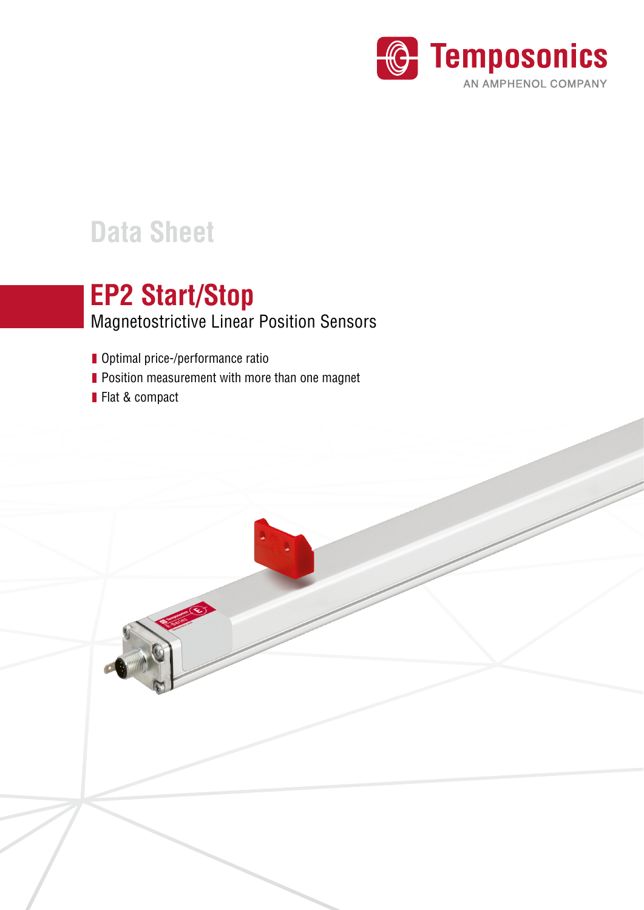Temposonics

AN AMPHENOL COMPANY

# Data Sheet

## EP2 Start/Stop

Magnetostrictive Linear Position Sensors

- Optimal price-/performance ratio
- Position measurement with more than one magnet
- Flat & compact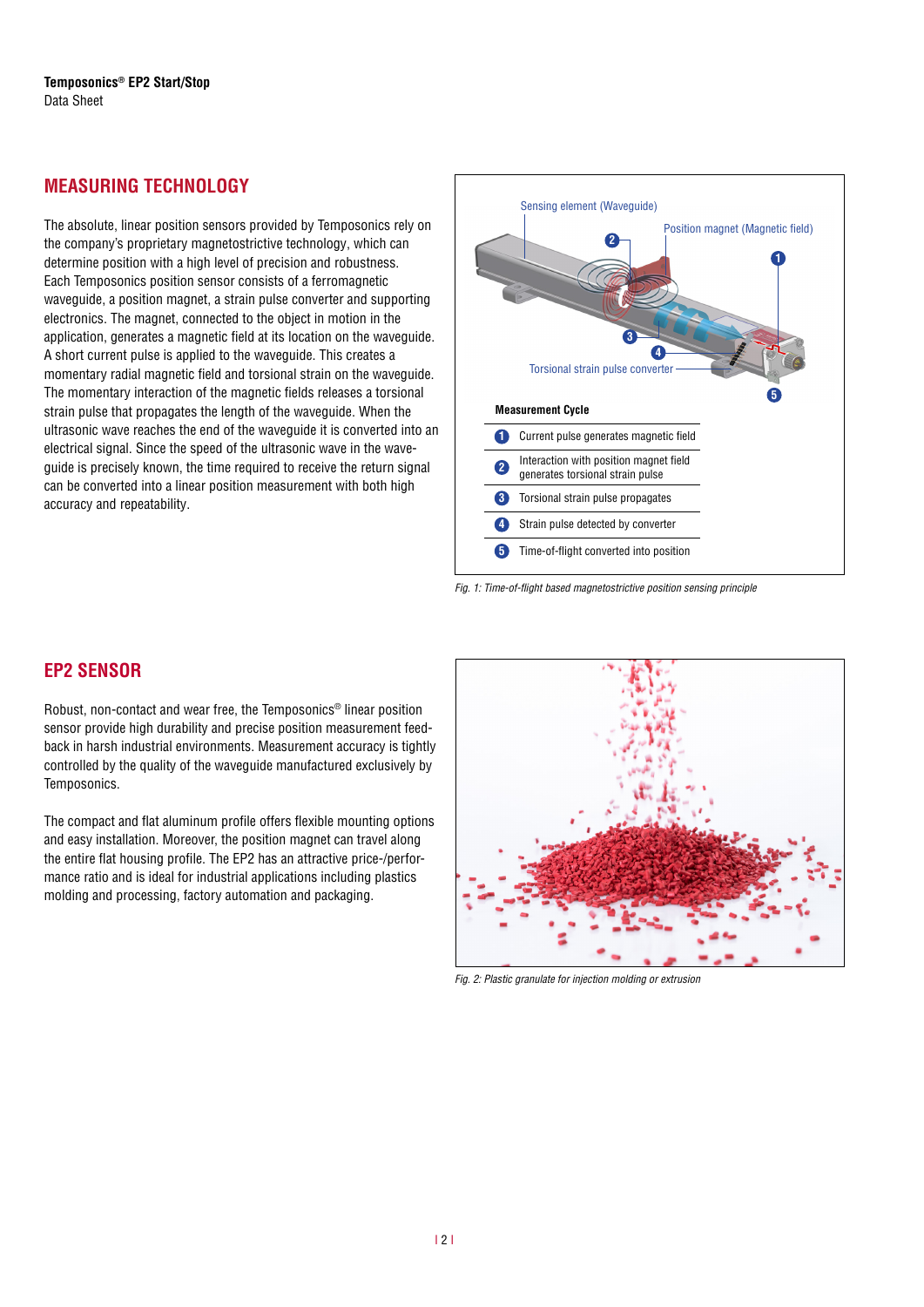## MEASURING TECHNOLOGY

The absolute, linear position sensors provided by Temposonics rely on the company's proprietary magnetostrictive technology, which can determine position with a high level of precision and robustness. Each Temposonics position sensor consists of a ferromagnetic waveguide, a position magnet, a strain pulse converter and supporting electronics. The magnet, connected to the object in motion in the application, generates a magnetic field at its location on the waveguide. A short current pulse is applied to the waveguide. This creates a momentary radial magnetic field and torsional strain on the waveguide. The momentary interaction of the magnetic fields releases a torsional strain pulse that propagates the length of the waveguide. When the ultrasonic wave reaches the end of the waveguide it is converted into an electrical signal. Since the speed of the ultrasonic wave in the waveguide is precisely known, the time required to receive the return signal can be converted into a linear position measurement with both high accuracy and repeatability.

Sensing element (Waveguide)

Position magnet (Magnetic field)

Torsional strain pulse converter

**Measurement Cycle**

1. Current pulse generates magnetic field
2. Interaction with position magnet field generates torsional strain pulse
3. Torsional strain pulse propagates
4. Strain pulse detected by converter
5. Time-of-flight converted into position

*Fig. 1: Time-of-flight based magnetostrictive position sensing principle*

## EP2 SENSOR

Robust, non-contact and wear free, the Temposonics® linear position sensor provide high durability and precise position measurement feedback in harsh industrial environments. Measurement accuracy is tightly controlled by the quality of the waveguide manufactured exclusively by Temposonics.

The compact and flat aluminum profile offers flexible mounting options and easy installation. Moreover, the position magnet can travel along the entire flat housing profile. The EP2 has an attractive price-/performance ratio and is ideal for industrial applications including plastics molding and processing, factory automation and packaging.

*Fig. 2: Plastic granulate for injection molding or extrusion*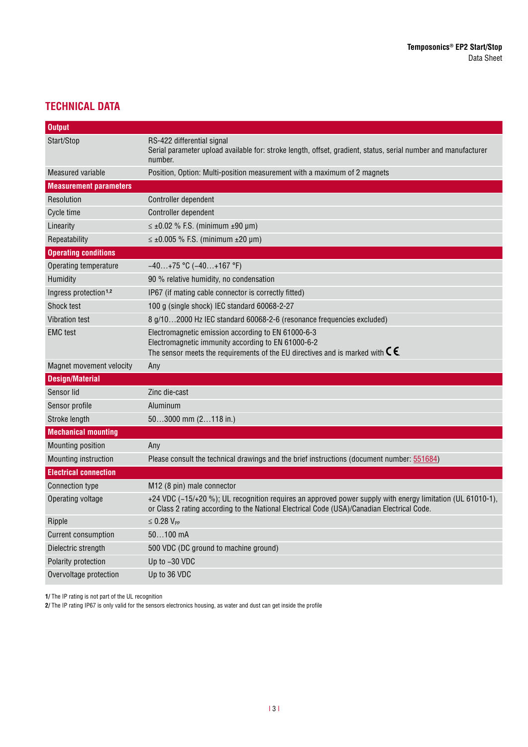## TECHNICAL DATA

| Output | |
|---|---|
| Start/Stop | RS-422 differential signal<br>Serial parameter upload available for: stroke length, offset, gradient, status, serial number and manufacturer number. |
| Measured variable | Position, Option: Multi-position measurement with a maximum of 2 magnets |
| **Measurement parameters** | |
| Resolution | Controller dependent |
| Cycle time | Controller dependent |
| Linearity | ≤ ±0.02 % F.S. (minimum ±90 µm) |
| Repeatability | ≤ ±0.005 % F.S. (minimum ±20 µm) |
| **Operating conditions** | |
| Operating temperature | −40…+75 °C (−40…+167 °F) |
| Humidity | 90 % relative humidity, no condensation |
| Ingress protection[1,2] | IP67 (if mating cable connector is correctly fitted) |
| Shock test | 100 g (single shock) IEC standard 60068-2-27 |
| Vibration test | 8 g/10…2000 Hz IEC standard 60068-2-6 (resonance frequencies excluded) |
| EMC test | Electromagnetic emission according to EN 61000-6-3<br>Electromagnetic immunity according to EN 61000-6-2<br>The sensor meets the requirements of the EU directives and is marked with CE. |
| Magnet movement velocity | Any |
| **Design/Material** | |
| Sensor lid | Zinc die-cast |
| Sensor profile | Aluminum |
| Stroke length | 50…3000 mm (2…118 in.) |
| **Mechanical mounting** | |
| Mounting position | Any |
| Mounting instruction | Please consult the technical drawings and the brief instructions (document number: 551684) |
| **Electrical connection** | |
| Connection type | M12 (8 pin) male connector |
| Operating voltage | +24 VDC (−15/+20 %); UL recognition requires an approved power supply with energy limitation (UL 61010-1), or Class 2 rating according to the National Electrical Code (USA)/Canadian Electrical Code. |
| Ripple | ≤ 0.28 $V_{PP}$ |
| Current consumption | 50…100 mA |
| Dielectric strength | 500 VDC (DC ground to machine ground) |
| Polarity protection | Up to −30 VDC |
| Overvoltage protection | Up to 36 VDC |

**1/** The IP rating is not part of the UL recognition
**2/** The IP rating IP67 is only valid for the sensors electronics housing, as water and dust can get inside the profile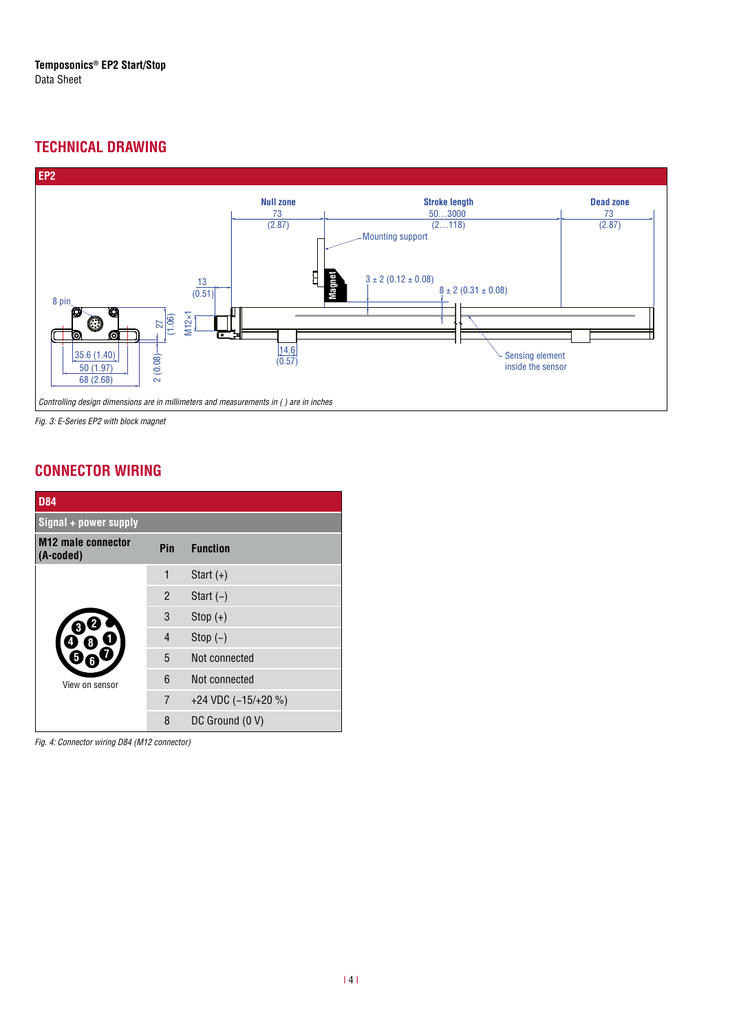## TECHNICAL DRAWING

**EP2**

Null zone 73 (2.87) | Stroke length 50…3000 (2…118) | Dead zone 73 (2.87)

Mounting support

Magnet

3 ± 2 (0.12 ± 0.08)

8 ± 2 (0.31 ± 0.08)

13 (0.51)

8 pin

27 (1.06)

M12×1

35.6 (1.40)

50 (1.97)

68 (2.68)

2 (0.08)

14.6 (0.57)

Sensing element inside the sensor

*Controlling design dimensions are in millimeters and measurements in ( ) are in inches*

*Fig. 3: E-Series EP2 with block magnet*

## CONNECTOR WIRING

**D84**

| Signal + power supply | | |
|---|---|---|
| **M12 male connector (A-coded)** | **Pin** | **Function** |
| View on sensor | 1 | Start (+) |
| | 2 | Start (−) |
| | 3 | Stop (+) |
| | 4 | Stop (−) |
| | 5 | Not connected |
| | 6 | Not connected |
| | 7 | +24 VDC (−15/+20 %) |
| | 8 | DC Ground (0 V) |

*Fig. 4: Connector wiring D84 (M12 connector)*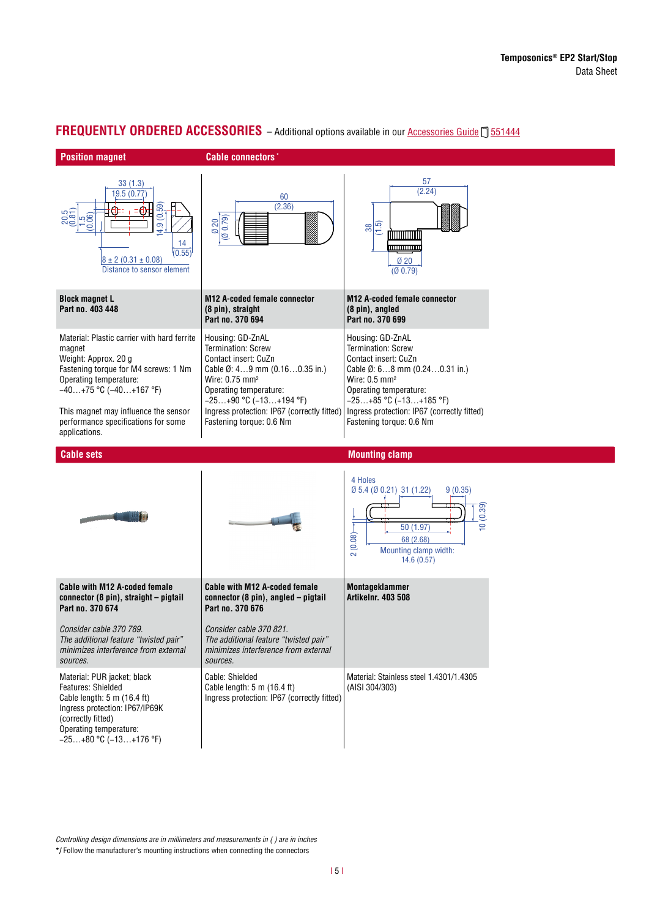## FREQUENTLY ORDERED ACCESSORIES – Additional options available in our Accessories Guide 551444

### Position magnet / Cable connectors*

| Position magnet | Cable connectors* | |
|---|---|---|
| **Block magnet L**<br>**Part no. 403 448** | **M12 A-coded female connector (8 pin), straight**<br>**Part no. 370 694** | **M12 A-coded female connector (8 pin), angled**<br>**Part no. 370 699** |
| Material: Plastic carrier with hard ferrite magnet<br>Weight: Approx. 20 g<br>Fastening torque for M4 screws: 1 Nm<br>Operating temperature:<br>−40…+75 °C (−40…+167 °F)<br><br>This magnet may influence the sensor performance specifications for some applications. | Housing: GD-ZnAL<br>Termination: Screw<br>Contact insert: CuZn<br>Cable Ø: 4…9 mm (0.16…0.35 in.)<br>Wire: 0.75 mm²<br>Operating temperature:<br>−25…+90 °C (−13…+194 °F)<br>Ingress protection: IP67 (correctly fitted)<br>Fastening torque: 0.6 Nm | Housing: GD-ZnAL<br>Termination: Screw<br>Contact insert: CuZn<br>Cable Ø: 6…8 mm (0.24…0.31 in.)<br>Wire: 0.5 mm²<br>Operating temperature:<br>−25…+85 °C (−13…+185 °F)<br>Ingress protection: IP67 (correctly fitted)<br>Fastening torque: 0.6 Nm |

### Cable sets / Mounting clamp

| Cable sets | | Mounting clamp |
|---|---|---|
| **Cable with M12 A-coded female connector (8 pin), straight – pigtail**<br>**Part no. 370 674**<br><br>*Consider cable 370 789. The additional feature "twisted pair" minimizes interference from external sources.* | **Cable with M12 A-coded female connector (8 pin), angled – pigtail**<br>**Part no. 370 676**<br><br>*Consider cable 370 821. The additional feature "twisted pair" minimizes interference from external sources.* | **Montageklammer**<br>**Artikelnr. 403 508** |
| Material: PUR jacket; black<br>Features: Shielded<br>Cable length: 5 m (16.4 ft)<br>Ingress protection: IP67/IP69K (correctly fitted)<br>Operating temperature:<br>−25…+80 °C (−13…+176 °F) | Cable: Shielded<br>Cable length: 5 m (16.4 ft)<br>Ingress protection: IP67 (correctly fitted) | Material: Stainless steel 1.4301/1.4305 (AISI 304/303) |

*Controlling design dimensions are in millimeters and measurements in ( ) are in inches*

*/ Follow the manufacturer's mounting instructions when connecting the connectors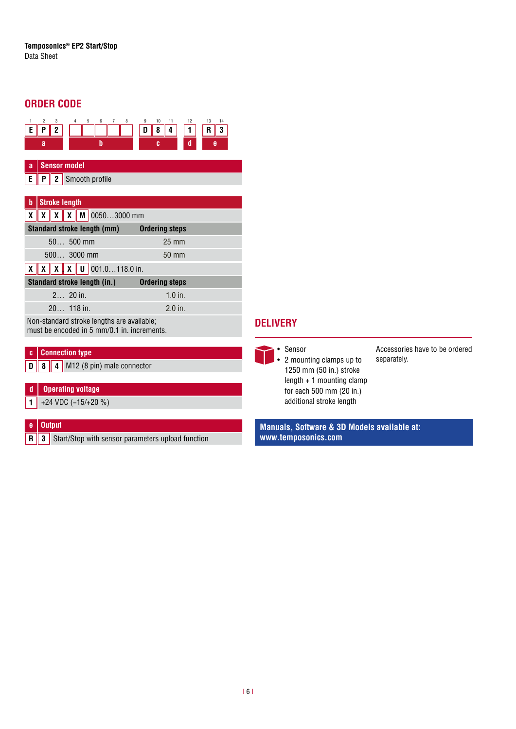## ORDER CODE

| 1 | 2 | 3 | 4 | 5 | 6 | 7 | 8 | 9 | 10 | 11 | 12 | 13 | 14 |
|---|---|---|---|---|---|---|---|---|---|---|---|---|---|
| E | P | 2 | | | | | | D | 8 | 4 | 1 | R | 3 |
| a | | | b | | | | | c | | | d | e | |

| a | Sensor model |
|---|---|
| E P 2 | Smooth profile |

| b | Stroke length |
|---|---|
| X X X X M | 0050…3000 mm |

| Standard stroke length (mm) | Ordering steps |
|---|---|
| 50… 500 mm | 25 mm |
| 500… 3000 mm | 50 mm |

| X X X . X U | 001.0…118.0 in. |
|---|---|

| Standard stroke length (in.) | Ordering steps |
|---|---|
| 2… 20 in. | 1.0 in. |
| 20… 118 in. | 2.0 in. |

Non-standard stroke lengths are available;
must be encoded in 5 mm/0.1 in. increments.

| c | Connection type |
|---|---|
| D 8 4 | M12 (8 pin) male connector |

| d | Operating voltage |
|---|---|
| 1 | +24 VDC (−15/+20 %) |

| e | Output |
|---|---|
| R 3 | Start/Stop with sensor parameters upload function |

## DELIVERY

- Sensor
- 2 mounting clamps up to 1250 mm (50 in.) stroke length + 1 mounting clamp for each 500 mm (20 in.) additional stroke length

Accessories have to be ordered separately.

**Manuals, Software & 3D Models available at:**
**www.temposonics.com**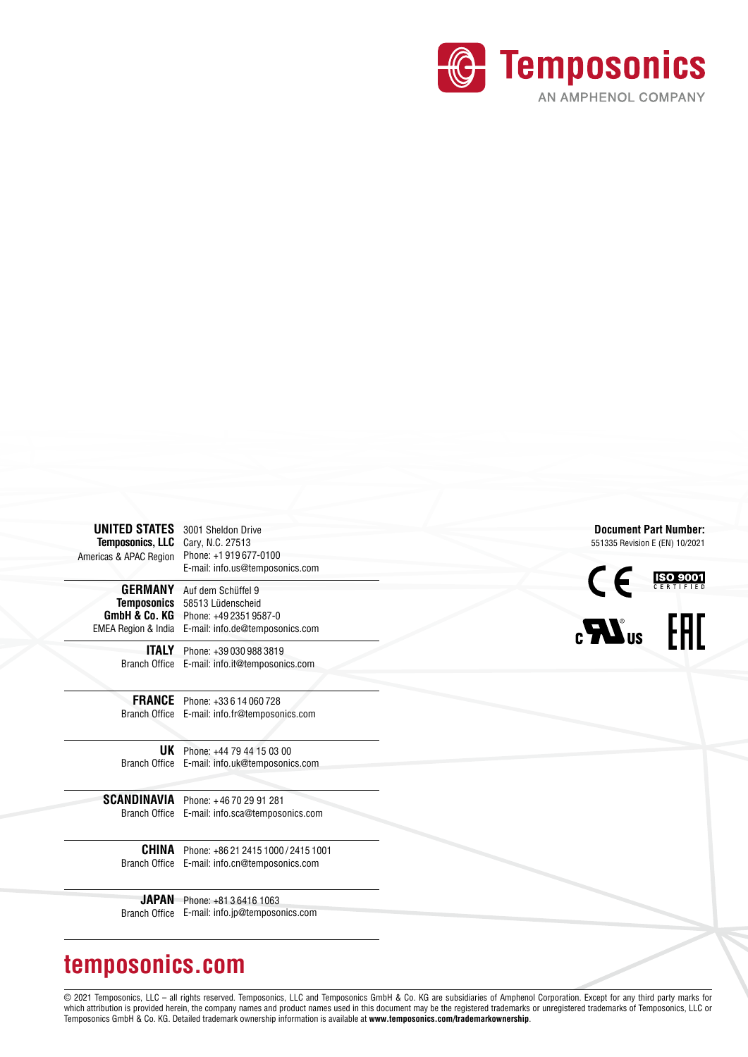Temposonics

AN AMPHENOL COMPANY

**UNITED STATES**
**Temposonics, LLC**
Americas & APAC Region
3001 Sheldon Drive
Cary, N.C. 27513
Phone: +1 919 677-0100
E-mail: info.us@temposonics.com

**GERMANY**
**Temposonics GmbH & Co. KG**
EMEA Region & India
Auf dem Schüffel 9
58513 Lüdenscheid
Phone: +49 2351 9587-0
E-mail: info.de@temposonics.com

**ITALY**
Branch Office
Phone: +39 030 988 3819
E-mail: info.it@temposonics.com

**FRANCE**
Branch Office
Phone: +33 6 14 060 728
E-mail: info.fr@temposonics.com

**UK**
Branch Office
Phone: +44 79 44 15 03 00
E-mail: info.uk@temposonics.com

**SCANDINAVIA**
Branch Office
Phone: + 46 70 29 91 281
E-mail: info.sca@temposonics.com

**CHINA**
Branch Office
Phone: +86 21 2415 1000 / 2415 1001
E-mail: info.cn@temposonics.com

**JAPAN**
Branch Office
Phone: +81 3 6416 1063
E-mail: info.jp@temposonics.com

**Document Part Number:**
551335 Revision E (EN) 10/2021

## temposonics.com

© 2021 Temposonics, LLC – all rights reserved. Temposonics, LLC and Temposonics GmbH & Co. KG are subsidiaries of Amphenol Corporation. Except for any third party marks for which attribution is provided herein, the company names and product names used in this document may be the registered trademarks or unregistered trademarks of Temposonics, LLC or Temposonics GmbH & Co. KG. Detailed trademark ownership information is available at **www.temposonics.com/trademarkownership**.